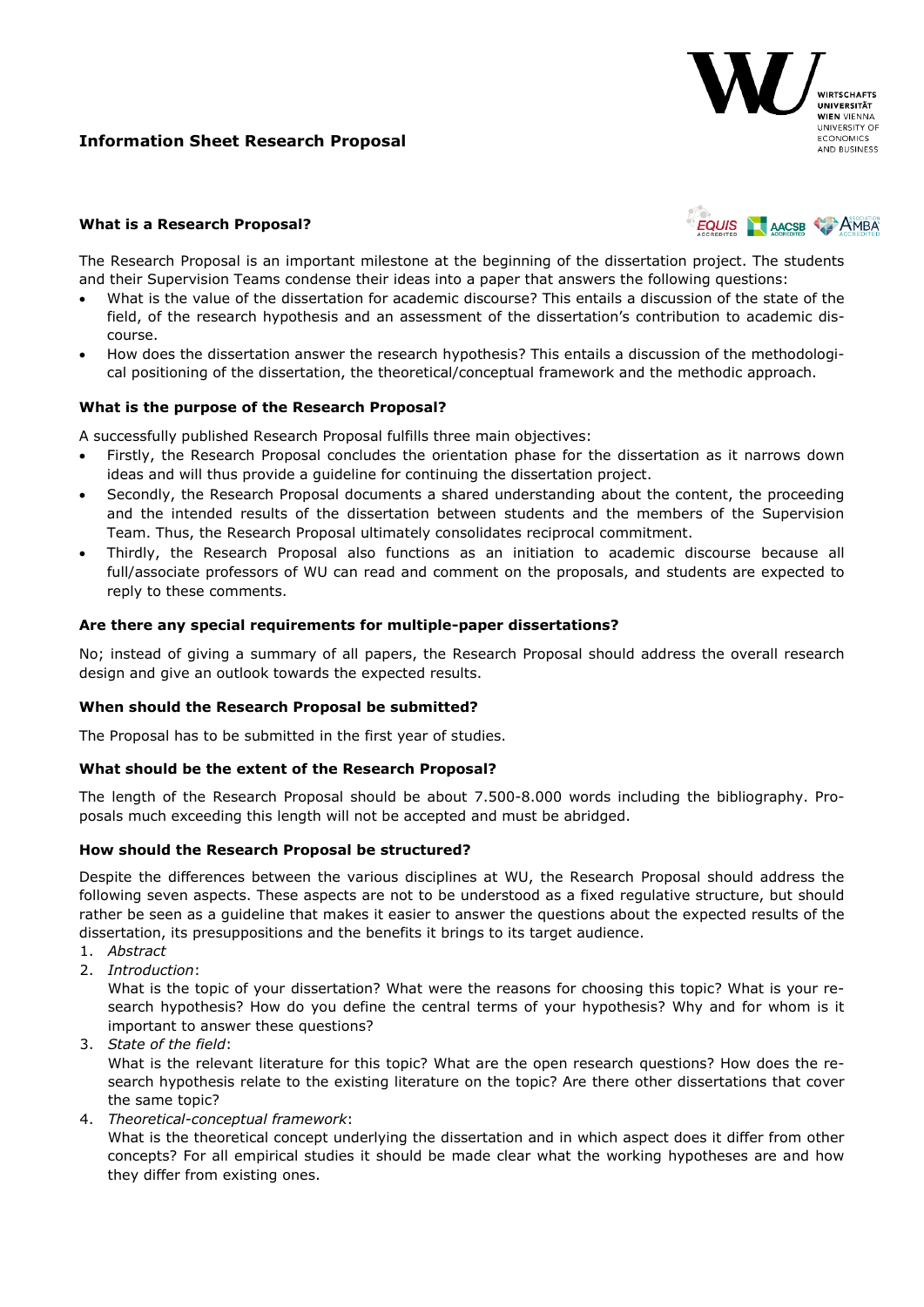# Information Sheet Research Proposal

### What is a Research Proposal?

The Research Proposal is an important milestone at the beginning of the dissertation project. The students and their Supervision Teams condense their ideas into a paper that answers the following questions:

- What is the value of the dissertation for academic discourse? This entails a discussion of the state of the field, of the research hypothesis and an assessment of the dissertation's contribution to academic discourse.
- How does the dissertation answer the research hypothesis? This entails a discussion of the methodological positioning of the dissertation, the theoretical/conceptual framework and the methodic approach.

### What is the purpose of the Research Proposal?

A successfully published Research Proposal fulfills three main objectives:

- Firstly, the Research Proposal concludes the orientation phase for the dissertation as it narrows down ideas and will thus provide a guideline for continuing the dissertation project.
- Secondly, the Research Proposal documents a shared understanding about the content, the proceeding and the intended results of the dissertation between students and the members of the Supervision Team. Thus, the Research Proposal ultimately consolidates reciprocal commitment.
- Thirdly, the Research Proposal also functions as an initiation to academic discourse because all full/associate professors of WU can read and comment on the proposals, and students are expected to reply to these comments.

### Are there any special requirements for multiple-paper dissertations?

No; instead of giving a summary of all papers, the Research Proposal should address the overall research design and give an outlook towards the expected results.

### When should the Research Proposal be submitted?

The Proposal has to be submitted in the first year of studies.

### What should be the extent of the Research Proposal?

The length of the Research Proposal should be about 7.500-8.000 words including the bibliography. Proposals much exceeding this length will not be accepted and must be abridged.

### How should the Research Proposal be structured?

Despite the differences between the various disciplines at WU, the Research Proposal should address the following seven aspects. These aspects are not to be understood as a fixed regulative structure, but should rather be seen as a guideline that makes it easier to answer the questions about the expected results of the dissertation, its presuppositions and the benefits it brings to its target audience.

1. *Abstract*
2. *Introduction*:
   What is the topic of your dissertation? What were the reasons for choosing this topic? What is your research hypothesis? How do you define the central terms of your hypothesis? Why and for whom is it important to answer these questions?
3. *State of the field*:
   What is the relevant literature for this topic? What are the open research questions? How does the research hypothesis relate to the existing literature on the topic? Are there other dissertations that cover the same topic?
4. *Theoretical-conceptual framework*:
   What is the theoretical concept underlying the dissertation and in which aspect does it differ from other concepts? For all empirical studies it should be made clear what the working hypotheses are and how they differ from existing ones.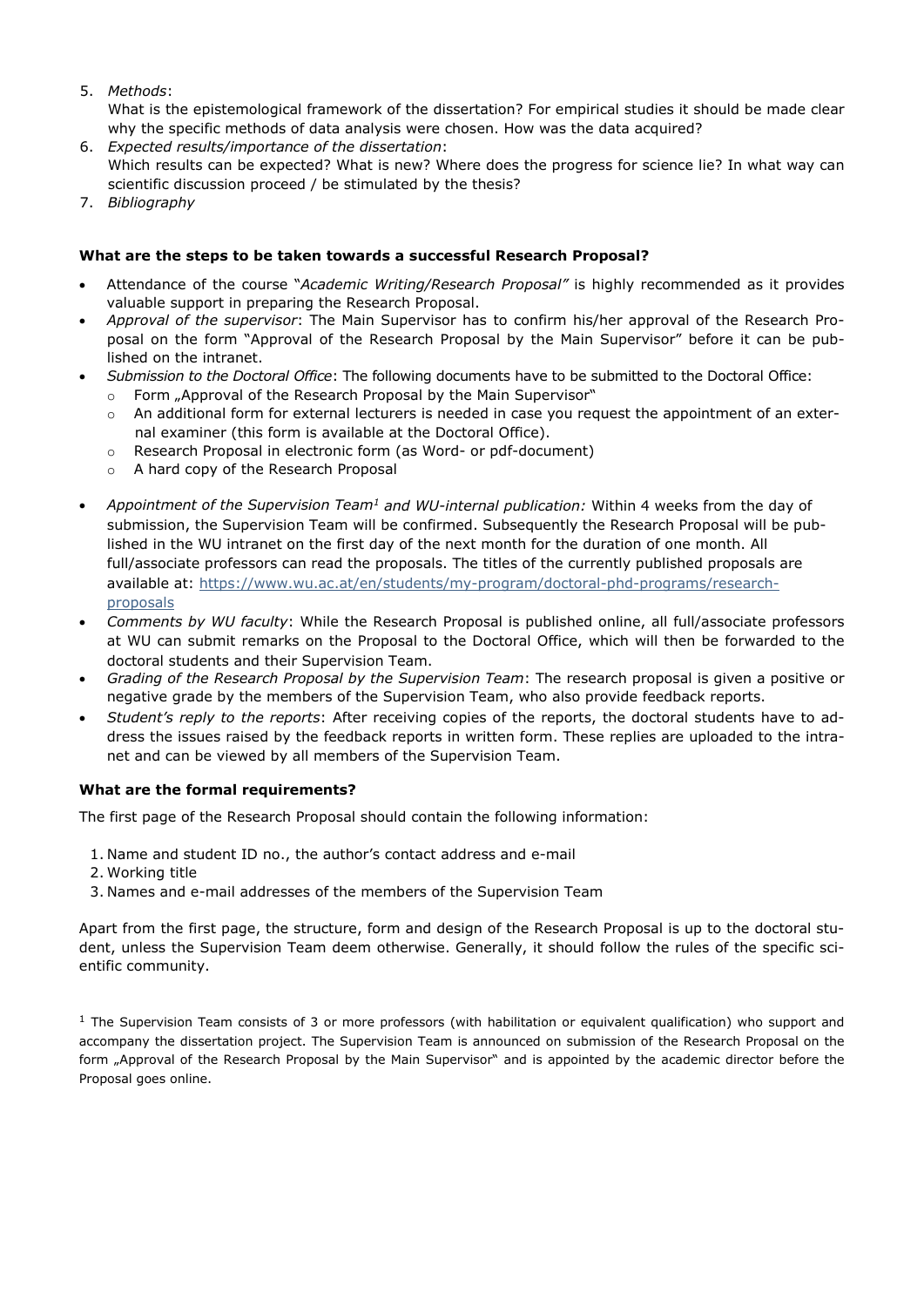5. *Methods*:
   What is the epistemological framework of the dissertation? For empirical studies it should be made clear why the specific methods of data analysis were chosen. How was the data acquired?
6. *Expected results/importance of the dissertation*:
   Which results can be expected? What is new? Where does the progress for science lie? In what way can scientific discussion proceed / be stimulated by the thesis?
7. *Bibliography*

**What are the steps to be taken towards a successful Research Proposal?**

- Attendance of the course "*Academic Writing/Research Proposal"* is highly recommended as it provides valuable support in preparing the Research Proposal.
- *Approval of the supervisor*: The Main Supervisor has to confirm his/her approval of the Research Proposal on the form "Approval of the Research Proposal by the Main Supervisor" before it can be published on the intranet.
- *Submission to the Doctoral Office*: The following documents have to be submitted to the Doctoral Office:
  - Form „Approval of the Research Proposal by the Main Supervisor"
  - An additional form for external lecturers is needed in case you request the appointment of an external examiner (this form is available at the Doctoral Office).
  - Research Proposal in electronic form (as Word- or pdf-document)
  - A hard copy of the Research Proposal
- *Appointment of the Supervision Team[1] and WU-internal publication:* Within 4 weeks from the day of submission, the Supervision Team will be confirmed. Subsequently the Research Proposal will be published in the WU intranet on the first day of the next month for the duration of one month. All full/associate professors can read the proposals. The titles of the currently published proposals are available at: https://www.wu.ac.at/en/students/my-program/doctoral-phd-programs/research-proposals
- *Comments by WU faculty*: While the Research Proposal is published online, all full/associate professors at WU can submit remarks on the Proposal to the Doctoral Office, which will then be forwarded to the doctoral students and their Supervision Team.
- *Grading of the Research Proposal by the Supervision Team*: The research proposal is given a positive or negative grade by the members of the Supervision Team, who also provide feedback reports.
- *Student's reply to the reports*: After receiving copies of the reports, the doctoral students have to address the issues raised by the feedback reports in written form. These replies are uploaded to the intranet and can be viewed by all members of the Supervision Team.

**What are the formal requirements?**

The first page of the Research Proposal should contain the following information:

1. Name and student ID no., the author's contact address and e-mail
2. Working title
3. Names and e-mail addresses of the members of the Supervision Team

Apart from the first page, the structure, form and design of the Research Proposal is up to the doctoral student, unless the Supervision Team deem otherwise. Generally, it should follow the rules of the specific scientific community.

[1] The Supervision Team consists of 3 or more professors (with habilitation or equivalent qualification) who support and accompany the dissertation project. The Supervision Team is announced on submission of the Research Proposal on the form „Approval of the Research Proposal by the Main Supervisor" and is appointed by the academic director before the Proposal goes online.